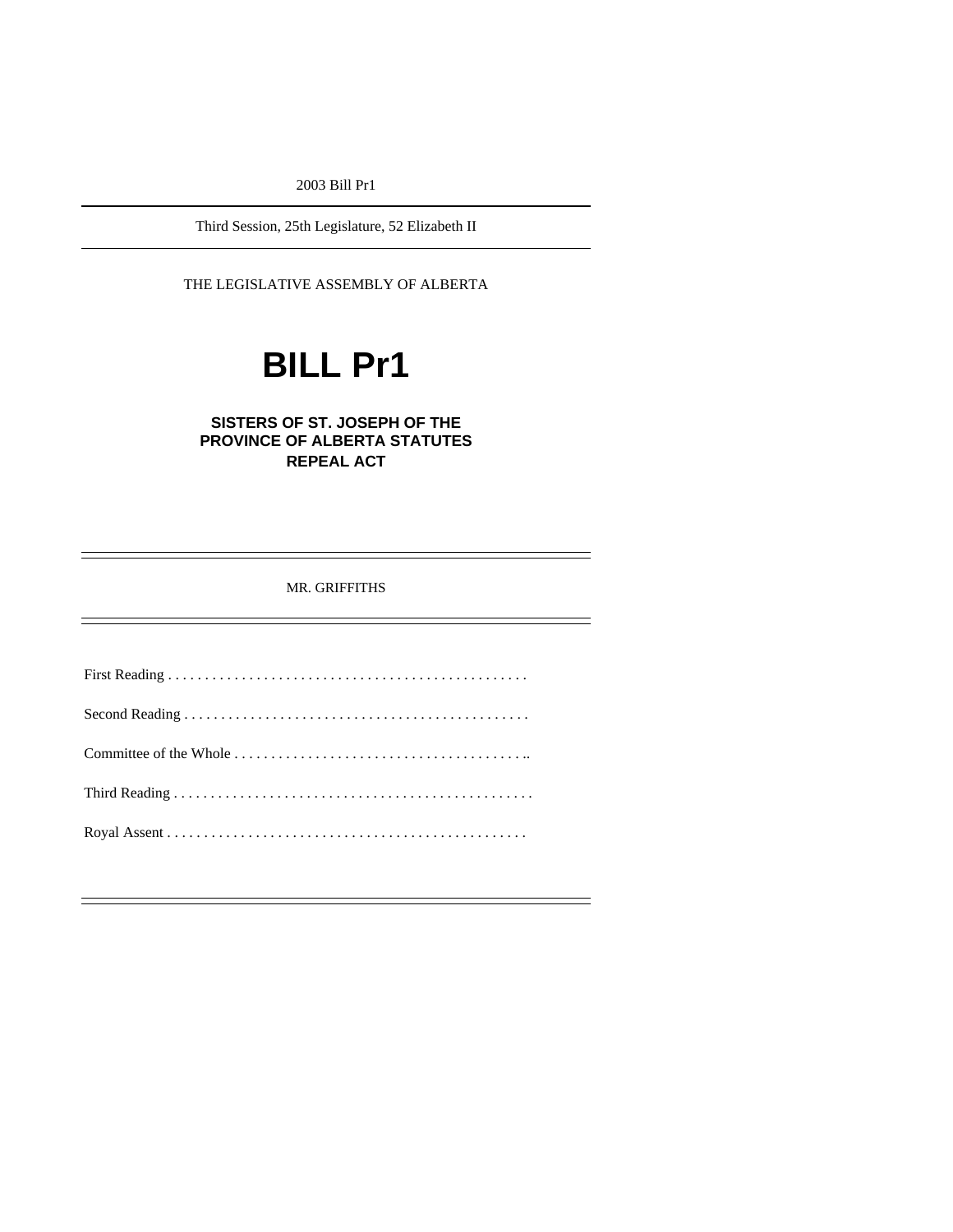2003 Bill Pr1

Third Session, 25th Legislature, 52 Elizabeth II

THE LEGISLATIVE ASSEMBLY OF ALBERTA

# BILL Pr1

## SISTERS OF ST. JOSEPH OF THE PROVINCE OF ALBERTA STATUTES REPEAL ACT

MR. GRIFFITHS

First Reading . . . . . . . . . . . . . . . . . . . . . . . . . . . . . . . . . . . . . . . . . . . . . . . . .

Second Reading . . . . . . . . . . . . . . . . . . . . . . . . . . . . . . . . . . . . . . . . . . . . . . .

Committee of the Whole . . . . . . . . . . . . . . . . . . . . . . . . . . . . . . . . . . . . . . . ..

Third Reading . . . . . . . . . . . . . . . . . . . . . . . . . . . . . . . . . . . . . . . . . . . . . . . . .

Royal Assent . . . . . . . . . . . . . . . . . . . . . . . . . . . . . . . . . . . . . . . . . . . . . . . . .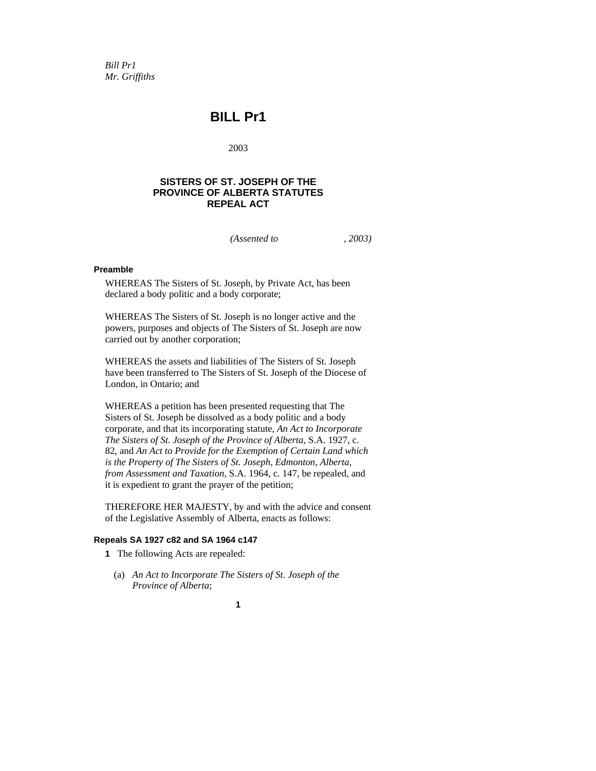*Bill Pr1*
*Mr. Griffiths*

# BILL Pr1

2003

## SISTERS OF ST. JOSEPH OF THE PROVINCE OF ALBERTA STATUTES REPEAL ACT

*(Assented to , 2003)*

**Preamble**

WHEREAS The Sisters of St. Joseph, by Private Act, has been declared a body politic and a body corporate;

WHEREAS The Sisters of St. Joseph is no longer active and the powers, purposes and objects of The Sisters of St. Joseph are now carried out by another corporation;

WHEREAS the assets and liabilities of The Sisters of St. Joseph have been transferred to The Sisters of St. Joseph of the Diocese of London, in Ontario; and

WHEREAS a petition has been presented requesting that The Sisters of St. Joseph be dissolved as a body politic and a body corporate, and that its incorporating statute, *An Act to Incorporate The Sisters of St. Joseph of the Province of Alberta*, S.A. 1927, c. 82, and *An Act to Provide for the Exemption of Certain Land which is the Property of The Sisters of St. Joseph, Edmonton, Alberta, from Assessment and Taxation*, S.A. 1964, c. 147, be repealed, and it is expedient to grant the prayer of the petition;

THEREFORE HER MAJESTY, by and with the advice and consent of the Legislative Assembly of Alberta, enacts as follows:

**Repeals SA 1927 c82 and SA 1964 c147**

**1** The following Acts are repealed:

(a) *An Act to Incorporate The Sisters of St. Joseph of the Province of Alberta*;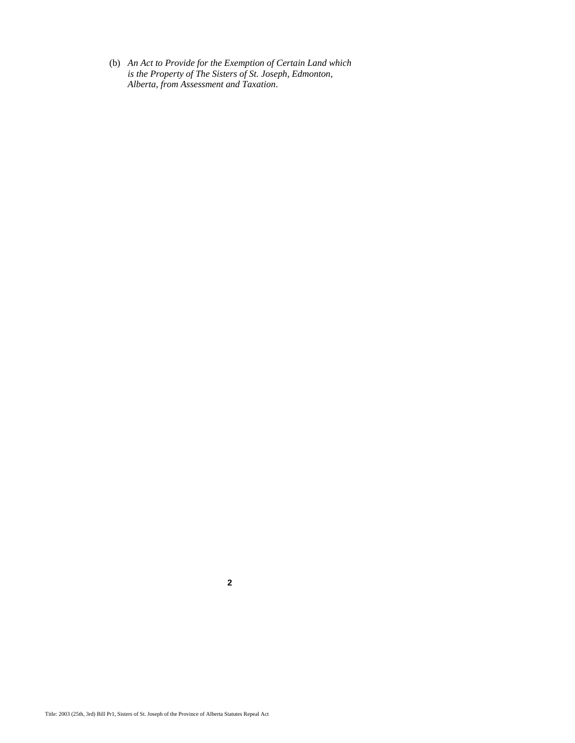(b) *An Act to Provide for the Exemption of Certain Land which is the Property of The Sisters of St. Joseph, Edmonton, Alberta, from Assessment and Taxation*.